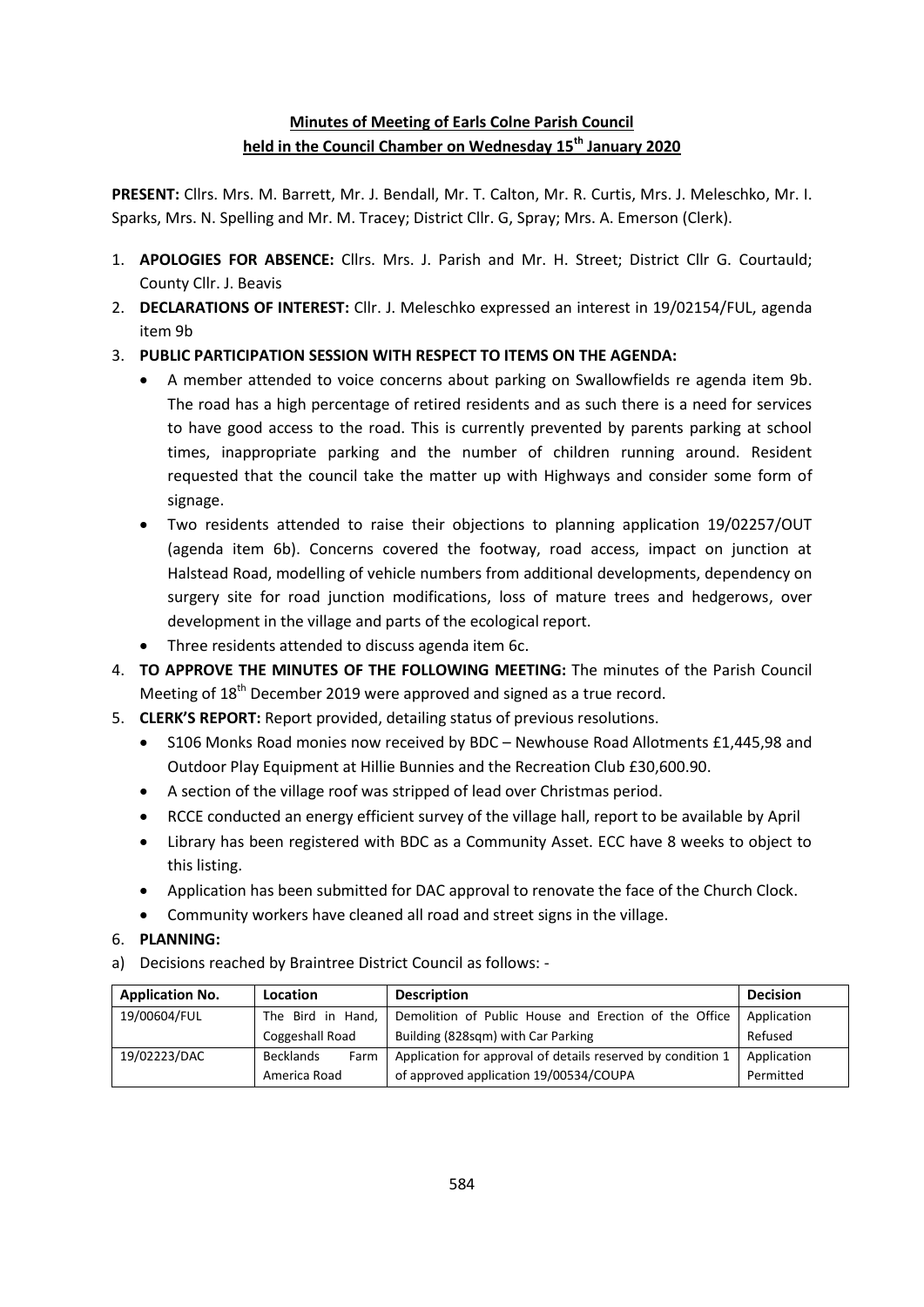# Minutes of Meeting of Earls Colne Parish Council held in the Council Chamber on Wednesday 15th January 2020

**PRESENT:** Cllrs. Mrs. M. Barrett, Mr. J. Bendall, Mr. T. Calton, Mr. R. Curtis, Mrs. J. Meleschko, Mr. I. Sparks, Mrs. N. Spelling and Mr. M. Tracey; District Cllr. G, Spray; Mrs. A. Emerson (Clerk).

1. **APOLOGIES FOR ABSENCE:** Cllrs. Mrs. J. Parish and Mr. H. Street; District Cllr G. Courtauld; County Cllr. J. Beavis
2. **DECLARATIONS OF INTEREST:** Cllr. J. Meleschko expressed an interest in 19/02154/FUL, agenda item 9b
3. **PUBLIC PARTICIPATION SESSION WITH RESPECT TO ITEMS ON THE AGENDA:**
   - A member attended to voice concerns about parking on Swallowfields re agenda item 9b. The road has a high percentage of retired residents and as such there is a need for services to have good access to the road. This is currently prevented by parents parking at school times, inappropriate parking and the number of children running around. Resident requested that the council take the matter up with Highways and consider some form of signage.
   - Two residents attended to raise their objections to planning application 19/02257/OUT (agenda item 6b). Concerns covered the footway, road access, impact on junction at Halstead Road, modelling of vehicle numbers from additional developments, dependency on surgery site for road junction modifications, loss of mature trees and hedgerows, over development in the village and parts of the ecological report.
   - Three residents attended to discuss agenda item 6c.
4. **TO APPROVE THE MINUTES OF THE FOLLOWING MEETING:** The minutes of the Parish Council Meeting of 18th December 2019 were approved and signed as a true record.
5. **CLERK'S REPORT:** Report provided, detailing status of previous resolutions.
   - S106 Monks Road monies now received by BDC – Newhouse Road Allotments £1,445,98 and Outdoor Play Equipment at Hillie Bunnies and the Recreation Club £30,600.90.
   - A section of the village roof was stripped of lead over Christmas period.
   - RCCE conducted an energy efficient survey of the village hall, report to be available by April
   - Library has been registered with BDC as a Community Asset. ECC have 8 weeks to object to this listing.
   - Application has been submitted for DAC approval to renovate the face of the Church Clock.
   - Community workers have cleaned all road and street signs in the village.
6. **PLANNING:**

a) Decisions reached by Braintree District Council as follows: -

| Application No. | Location | Description | Decision |
|---|---|---|---|
| 19/00604/FUL | The Bird in Hand, Coggeshall Road | Demolition of Public House and Erection of the Office Building (828sqm) with Car Parking | Application Refused |
| 19/02223/DAC | Becklands Farm America Road | Application for approval of details reserved by condition 1 of approved application 19/00534/COUPA | Application Permitted |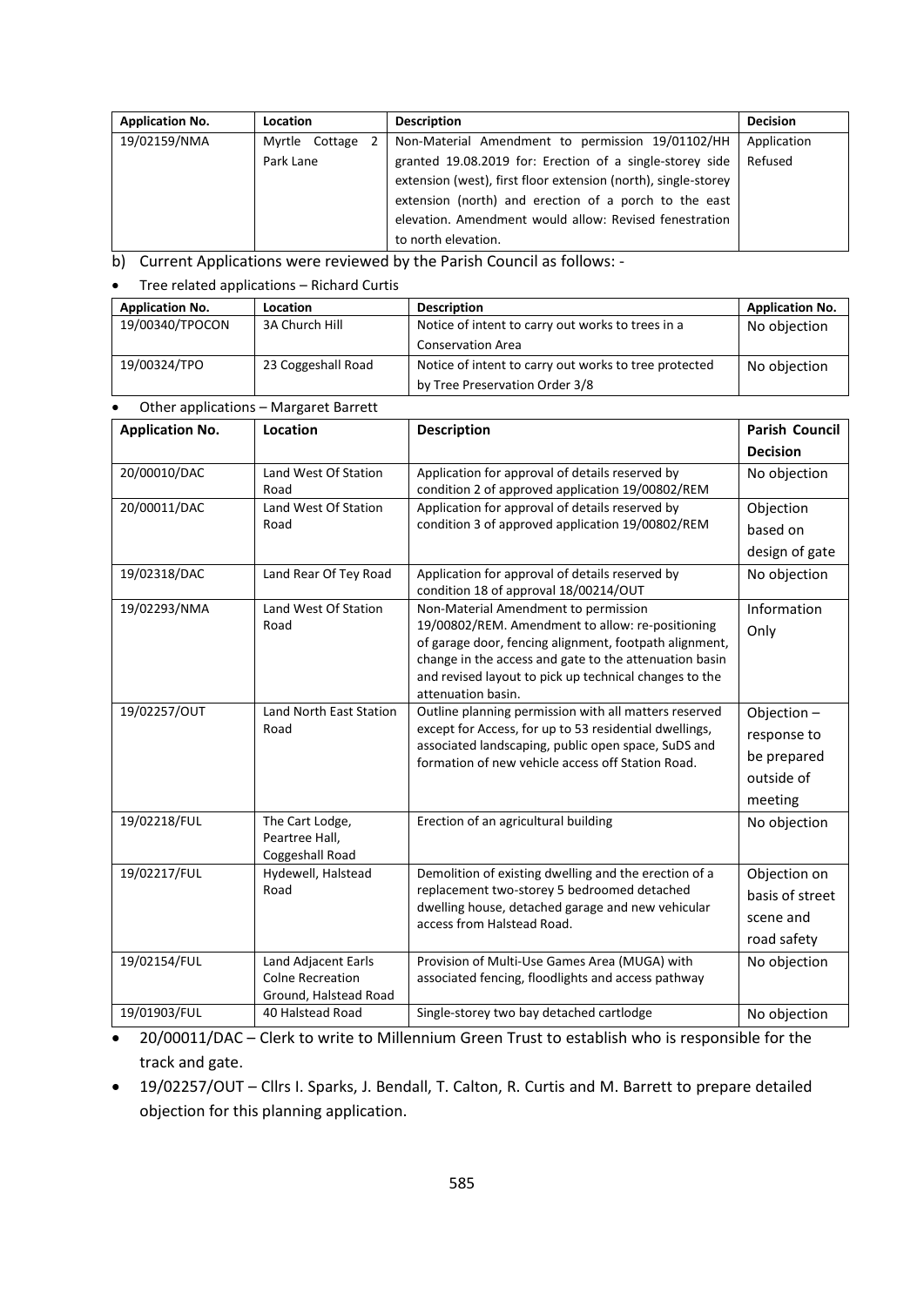| Application No. | Location | Description | Decision |
| --- | --- | --- | --- |
| 19/02159/NMA | Myrtle Cottage 2 Park Lane | Non-Material Amendment to permission 19/01102/HH granted 19.08.2019 for: Erection of a single-storey side extension (west), first floor extension (north), single-storey extension (north) and erection of a porch to the east elevation. Amendment would allow: Revised fenestration to north elevation. | Application Refused |

b) Current Applications were reviewed by the Parish Council as follows: -

- Tree related applications – Richard Curtis

| Application No. | Location | Description | Application No. |
| --- | --- | --- | --- |
| 19/00340/TPOCON | 3A Church Hill | Notice of intent to carry out works to trees in a Conservation Area | No objection |
| 19/00324/TPO | 23 Coggeshall Road | Notice of intent to carry out works to tree protected by Tree Preservation Order 3/8 | No objection |

- Other applications – Margaret Barrett

| Application No. | Location | Description | Parish Council Decision |
| --- | --- | --- | --- |
| 20/00010/DAC | Land West Of Station Road | Application for approval of details reserved by condition 2 of approved application 19/00802/REM | No objection |
| 20/00011/DAC | Land West Of Station Road | Application for approval of details reserved by condition 3 of approved application 19/00802/REM | Objection based on design of gate |
| 19/02318/DAC | Land Rear Of Tey Road | Application for approval of details reserved by condition 18 of approval 18/00214/OUT | No objection |
| 19/02293/NMA | Land West Of Station Road | Non-Material Amendment to permission 19/00802/REM. Amendment to allow: re-positioning of garage door, fencing alignment, footpath alignment, change in the access and gate to the attenuation basin and revised layout to pick up technical changes to the attenuation basin. | Information Only |
| 19/02257/OUT | Land North East Station Road | Outline planning permission with all matters reserved except for Access, for up to 53 residential dwellings, associated landscaping, public open space, SuDS and formation of new vehicle access off Station Road. | Objection – response to be prepared outside of meeting |
| 19/02218/FUL | The Cart Lodge, Peartree Hall, Coggeshall Road | Erection of an agricultural building | No objection |
| 19/02217/FUL | Hydewell, Halstead Road | Demolition of existing dwelling and the erection of a replacement two-storey 5 bedroomed detached dwelling house, detached garage and new vehicular access from Halstead Road. | Objection on basis of street scene and road safety |
| 19/02154/FUL | Land Adjacent Earls Colne Recreation Ground, Halstead Road | Provision of Multi-Use Games Area (MUGA) with associated fencing, floodlights and access pathway | No objection |
| 19/01903/FUL | 40 Halstead Road | Single-storey two bay detached cartlodge | No objection |

- 20/00011/DAC – Clerk to write to Millennium Green Trust to establish who is responsible for the track and gate.
- 19/02257/OUT – Cllrs I. Sparks, J. Bendall, T. Calton, R. Curtis and M. Barrett to prepare detailed objection for this planning application.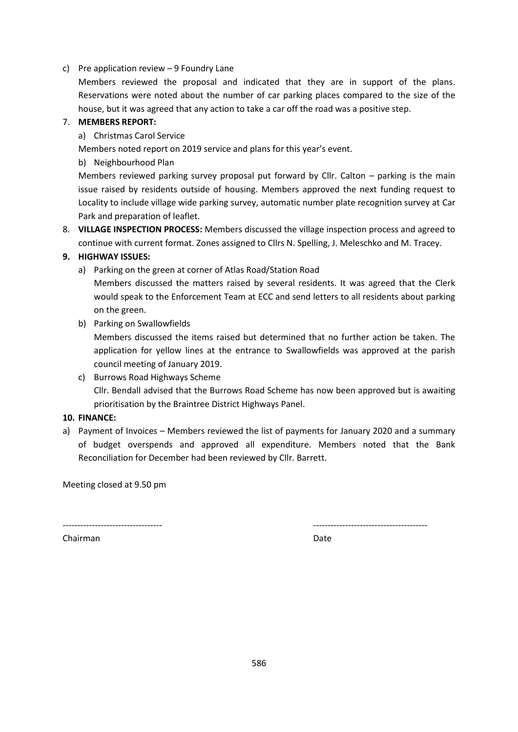c) Pre application review – 9 Foundry Lane

Members reviewed the proposal and indicated that they are in support of the plans. Reservations were noted about the number of car parking places compared to the size of the house, but it was agreed that any action to take a car off the road was a positive step.

7. **MEMBERS REPORT:**

   a) Christmas Carol Service

   Members noted report on 2019 service and plans for this year's event.

   b) Neighbourhood Plan

   Members reviewed parking survey proposal put forward by Cllr. Calton – parking is the main issue raised by residents outside of housing. Members approved the next funding request to Locality to include village wide parking survey, automatic number plate recognition survey at Car Park and preparation of leaflet.

8. **VILLAGE INSPECTION PROCESS:** Members discussed the village inspection process and agreed to continue with current format. Zones assigned to Cllrs N. Spelling, J. Meleschko and M. Tracey.

9. **HIGHWAY ISSUES:**

   a) Parking on the green at corner of Atlas Road/Station Road

   Members discussed the matters raised by several residents. It was agreed that the Clerk would speak to the Enforcement Team at ECC and send letters to all residents about parking on the green.

   b) Parking on Swallowfields

   Members discussed the items raised but determined that no further action be taken. The application for yellow lines at the entrance to Swallowfields was approved at the parish council meeting of January 2019.

   c) Burrows Road Highways Scheme

   Cllr. Bendall advised that the Burrows Road Scheme has now been approved but is awaiting prioritisation by the Braintree District Highways Panel.

10. **FINANCE:**

a) Payment of Invoices – Members reviewed the list of payments for January 2020 and a summary of budget overspends and approved all expenditure. Members noted that the Bank Reconciliation for December had been reviewed by Cllr. Barrett.

Meeting closed at 9.50 pm

---------------------------------- ---------------------------------------

Chairman Date